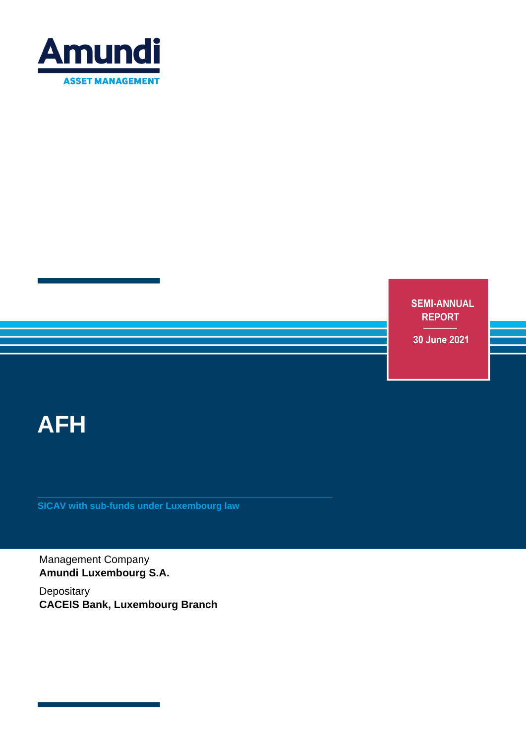Amundi

ASSET MANAGEMENT

SEMI-ANNUAL REPORT

30 June 2021

# AFH

SICAV with sub-funds under Luxembourg law

Management Company
**Amundi Luxembourg S.A.**

Depositary
**CACEIS Bank, Luxembourg Branch**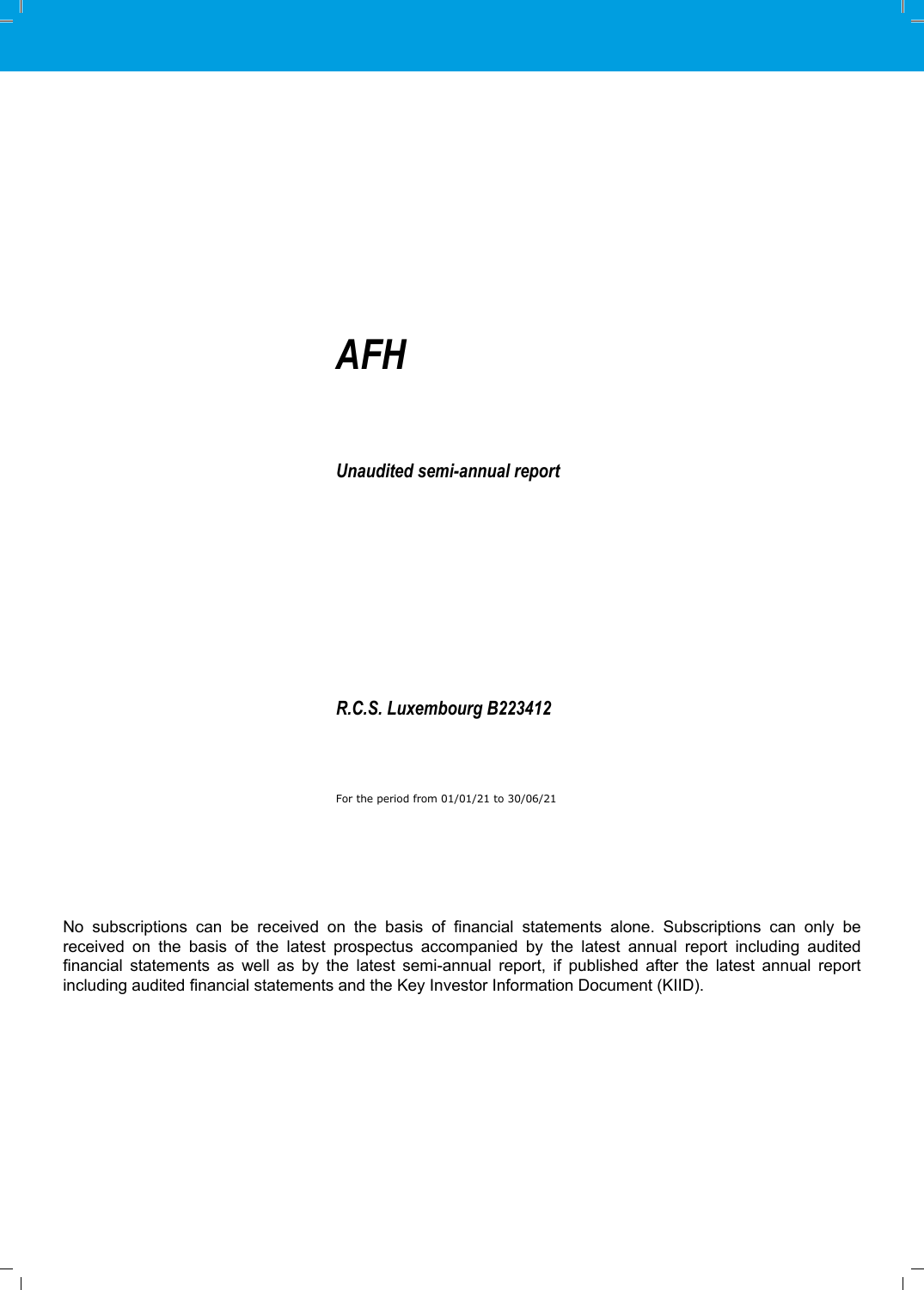# *AFH*

***Unaudited semi-annual report***

***R.C.S. Luxembourg B223412***

For the period from 01/01/21 to 30/06/21

No subscriptions can be received on the basis of financial statements alone. Subscriptions can only be received on the basis of the latest prospectus accompanied by the latest annual report including audited financial statements as well as by the latest semi-annual report, if published after the latest annual report including audited financial statements and the Key Investor Information Document (KIID).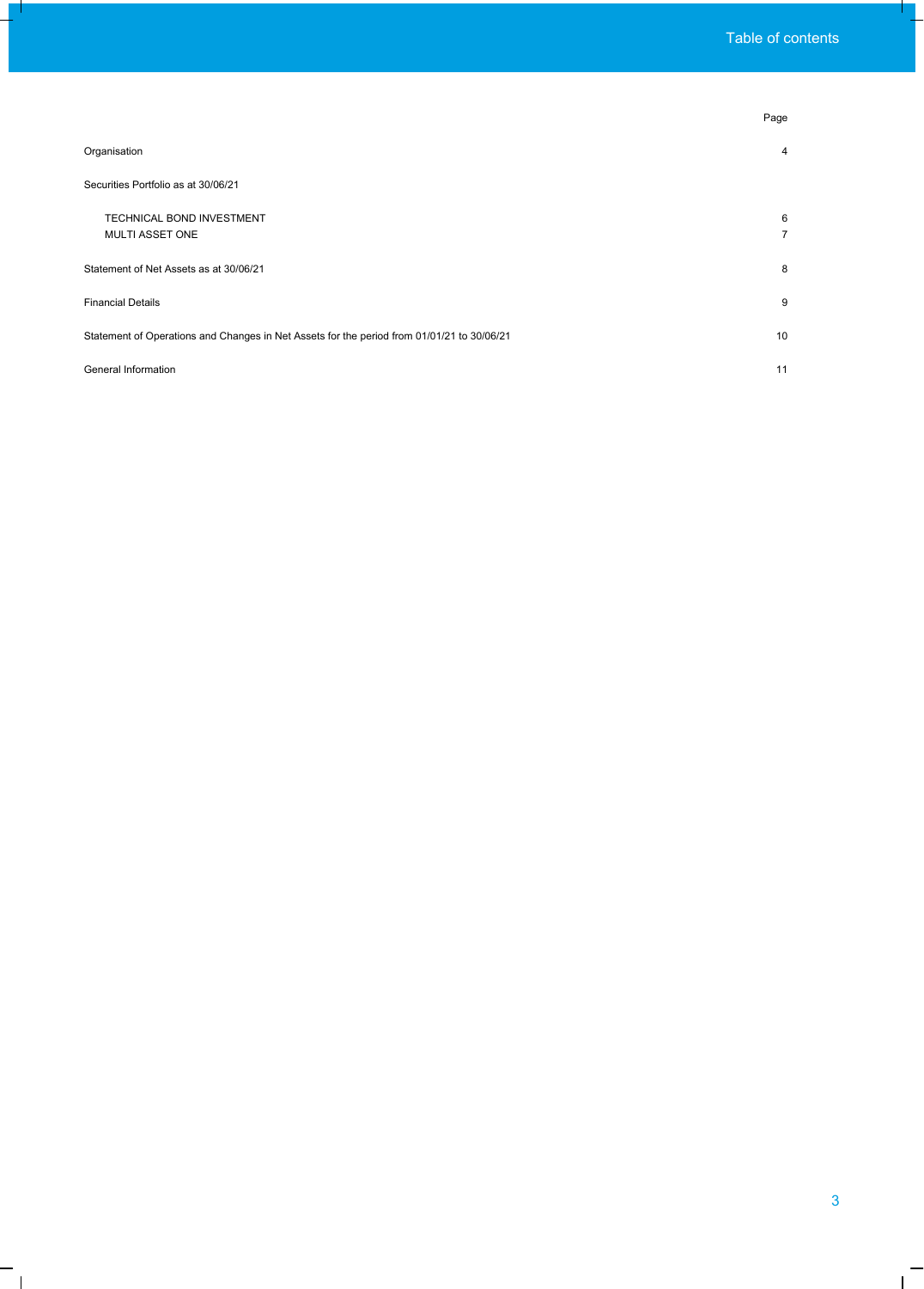# Table of contents

| | Page |
|---|---|
| Organisation | 4 |
| Securities Portfolio as at 30/06/21 | |
| TECHNICAL BOND INVESTMENT | 6 |
| MULTI ASSET ONE | 7 |
| Statement of Net Assets as at 30/06/21 | 8 |
| Financial Details | 9 |
| Statement of Operations and Changes in Net Assets for the period from 01/01/21 to 30/06/21 | 10 |
| General Information | 11 |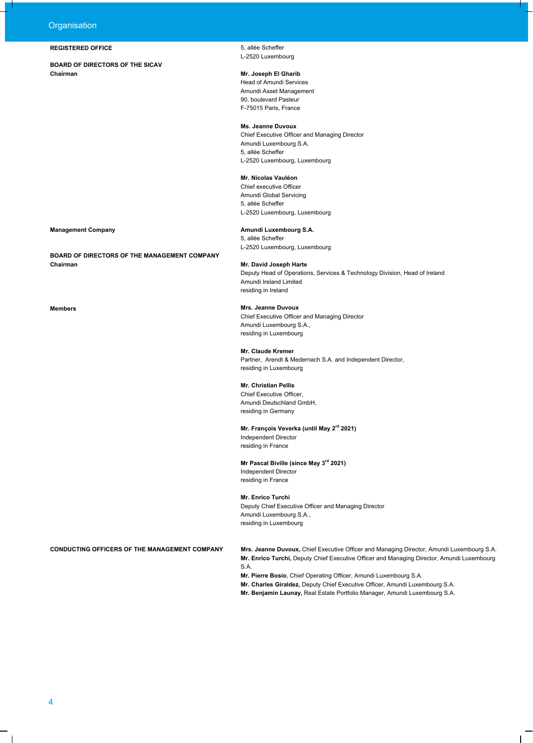# Organisation

**REGISTERED OFFICE**

5, allée Scheffer
L-2520 Luxembourg

**BOARD OF DIRECTORS OF THE SICAV**

**Chairman**

**Mr. Joseph El Gharib**
Head of Amundi Services
Amundi Asset Management
90, boulevard Pasteur
F-75015 Paris, France

**Ms. Jeanne Duvoux**
Chief Executive Officer and Managing Director
Amundi Luxembourg S.A.
5, allée Scheffer
L-2520 Luxembourg, Luxembourg

**Mr. Nicolas Vauléon**
Chief executive Officer
Amundi Global Servicing
5, allée Scheffer
L-2520 Luxembourg, Luxembourg

**Management Company**

**Amundi Luxembourg S.A.**
5, allée Scheffer
L-2520 Luxembourg, Luxembourg

**BOARD OF DIRECTORS OF THE MANAGEMENT COMPANY**

**Chairman**

**Mr. David Joseph Harte**
Deputy Head of Operations, Services & Technology Division, Head of Ireland
Amundi Ireland Limited
residing in Ireland

**Members**

**Mrs. Jeanne Duvoux**
Chief Executive Officer and Managing Director
Amundi Luxembourg S.A.,
residing in Luxembourg

**Mr. Claude Kremer**
Partner, Arendt & Medernach S.A. and Independent Director,
residing in Luxembourg

**Mr. Christian Pellis**
Chief Executive Officer,
Amundi Deutschland GmbH,
residing in Germany

**Mr. François Veverka (until May 2nd 2021)**
Independent Director
residing in France

**Mr Pascal Biville (since May 3rd 2021)**
Independent Director
residing in France

**Mr. Enrico Turchi**
Deputy Chief Executive Officer and Managing Director
Amundi Luxembourg S.A.,
residing in Luxembourg

**CONDUCTING OFFICERS OF THE MANAGEMENT COMPANY**

**Mrs. Jeanne Duvoux,** Chief Executive Officer and Managing Director, Amundi Luxembourg S.A.
**Mr. Enrico Turchi,** Deputy Chief Executive Officer and Managing Director, Amundi Luxembourg S.A.
**Mr. Pierre Bosio**, Chief Operating Officer, Amundi Luxembourg S.A.
**Mr. Charles Giraldez,** Deputy Chief Executive Officer, Amundi Luxembourg S.A.
**Mr. Benjamin Launay,** Real Estate Portfolio Manager, Amundi Luxembourg S.A.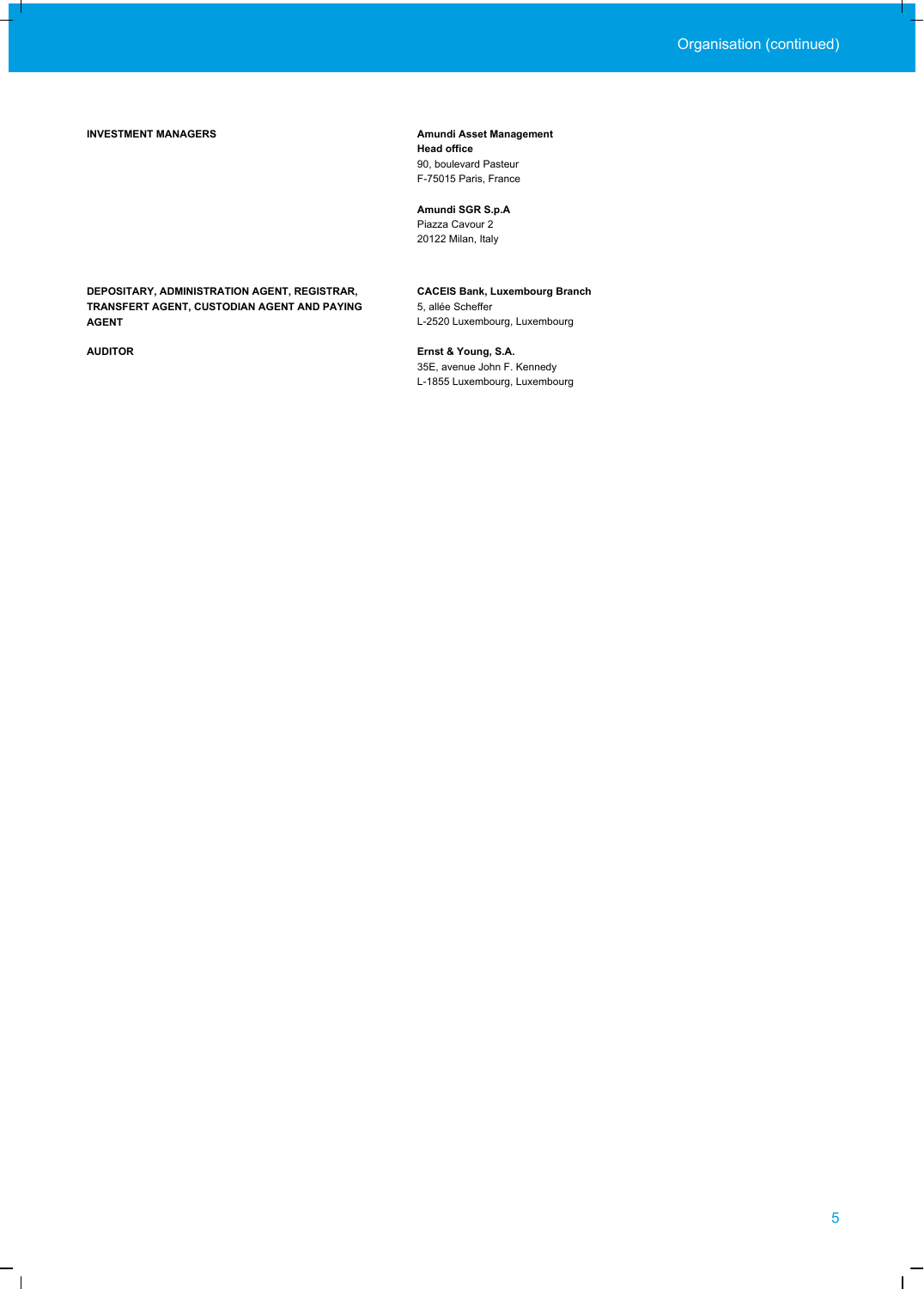**INVESTMENT MANAGERS**

**Amundi Asset Management**
**Head office**
90, boulevard Pasteur
F-75015 Paris, France

**Amundi SGR S.p.A**
Piazza Cavour 2
20122 Milan, Italy

**DEPOSITARY, ADMINISTRATION AGENT, REGISTRAR, TRANSFERT AGENT, CUSTODIAN AGENT AND PAYING AGENT**

**CACEIS Bank, Luxembourg Branch**
5, allée Scheffer
L-2520 Luxembourg, Luxembourg

**AUDITOR**

**Ernst & Young, S.A.**
35E, avenue John F. Kennedy
L-1855 Luxembourg, Luxembourg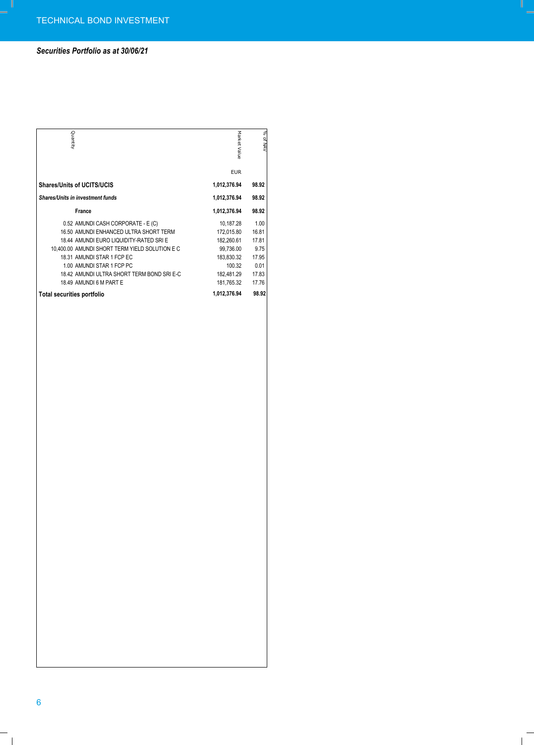*Securities Portfolio as at 30/06/21*

| Quantity | | Market Value | % of NAV |
|---|---|---|---|
| | | EUR | |
| **Shares/Units of UCITS/UCIS** | | **1,012,376.94** | **98.92** |
| ***Shares/Units in investment funds*** | | **1,012,376.94** | **98.92** |
| | **France** | **1,012,376.94** | **98.92** |
| 0.52 | AMUNDI CASH CORPORATE - E (C) | 10,187.28 | 1.00 |
| 16.50 | AMUNDI ENHANCED ULTRA SHORT TERM | 172,015.80 | 16.81 |
| 18.44 | AMUNDI EURO LIQUIDITY-RATED SRI E | 182,260.61 | 17.81 |
| 10,400.00 | AMUNDI SHORT TERM YIELD SOLUTION E C | 99,736.00 | 9.75 |
| 18.31 | AMUNDI STAR 1 FCP EC | 183,830.32 | 17.95 |
| 1.00 | AMUNDI STAR 1 FCP PC | 100.32 | 0.01 |
| 18.42 | AMUNDI ULTRA SHORT TERM BOND SRI E-C | 182,481.29 | 17.83 |
| 18.49 | AMUNDI 6 M PART E | 181,765.32 | 17.76 |
| **Total securities portfolio** | | **1,012,376.94** | **98.92** |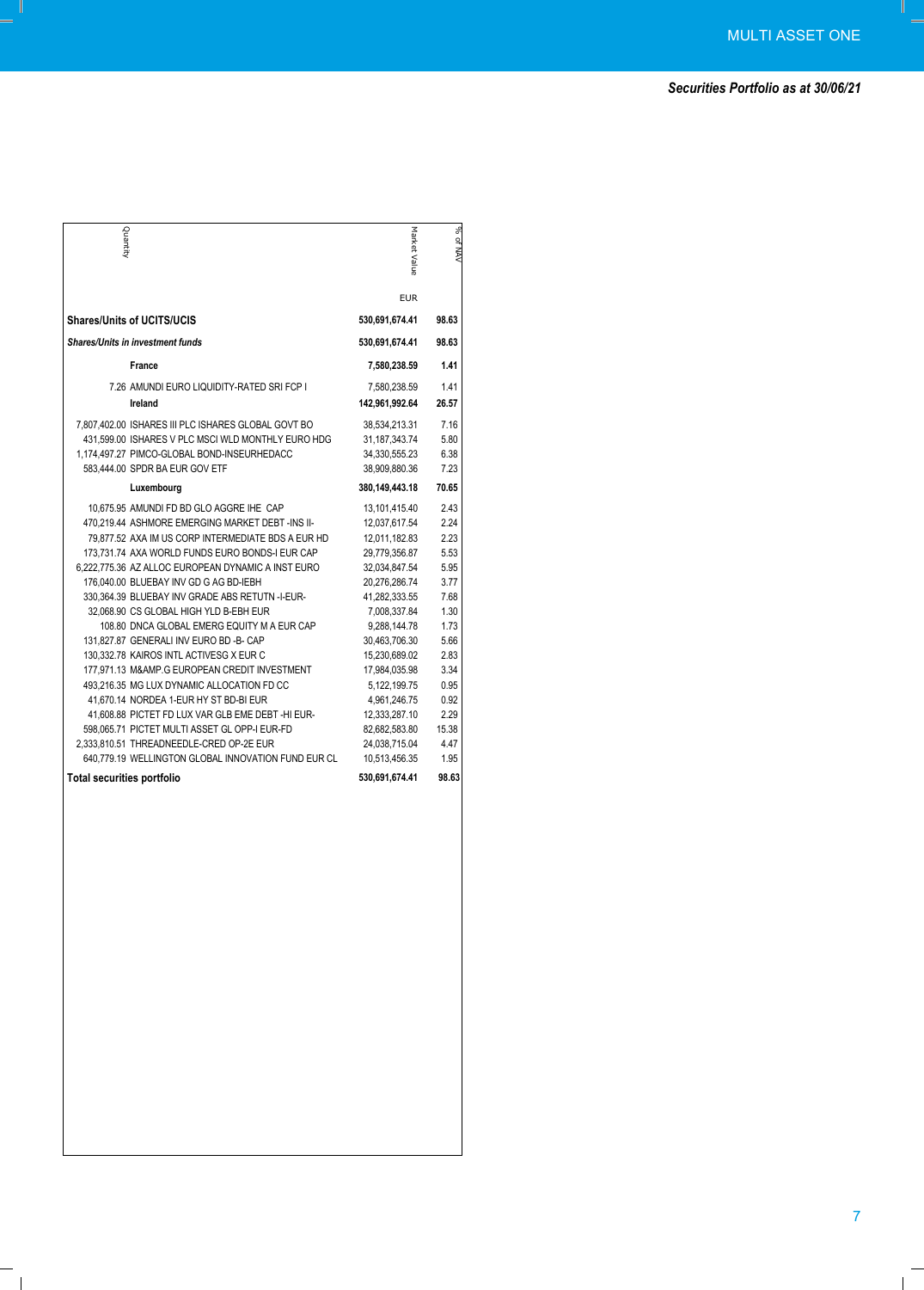## Securities Portfolio as at 30/06/21

| Quantity | | Market Value | % of NAV |
|---|---|---|---|
| | | EUR | |
| **Shares/Units of UCITS/UCIS** | | **530,691,674.41** | **98.63** |
| ***Shares/Units in investment funds*** | | **530,691,674.41** | **98.63** |
| | **France** | **7,580,238.59** | **1.41** |
| 7.26 | AMUNDI EURO LIQUIDITY-RATED SRI FCP I | 7,580,238.59 | 1.41 |
| | **Ireland** | **142,961,992.64** | **26.57** |
| 7,807,402.00 | ISHARES III PLC ISHARES GLOBAL GOVT BO | 38,534,213.31 | 7.16 |
| 431,599.00 | ISHARES V PLC MSCI WLD MONTHLY EURO HDG | 31,187,343.74 | 5.80 |
| 1,174,497.27 | PIMCO-GLOBAL BOND-INSEURHEDACC | 34,330,555.23 | 6.38 |
| 583,444.00 | SPDR BA EUR GOV ETF | 38,909,880.36 | 7.23 |
| | **Luxembourg** | **380,149,443.18** | **70.65** |
| 10,675.95 | AMUNDI FD BD GLO AGGRE IHE CAP | 13,101,415.40 | 2.43 |
| 470,219.44 | ASHMORE EMERGING MARKET DEBT -INS II- | 12,037,617.54 | 2.24 |
| 79,877.52 | AXA IM US CORP INTERMEDIATE BDS A EUR HD | 12,011,182.83 | 2.23 |
| 173,731.74 | AXA WORLD FUNDS EURO BONDS-I EUR CAP | 29,779,356.87 | 5.53 |
| 6,222,775.36 | AZ ALLOC EUROPEAN DYNAMIC A INST EURO | 32,034,847.54 | 5.95 |
| 176,040.00 | BLUEBAY INV GD G AG BD-IEBH | 20,276,286.74 | 3.77 |
| 330,364.39 | BLUEBAY INV GRADE ABS RETUTN -I-EUR- | 41,282,333.55 | 7.68 |
| 32,068.90 | CS GLOBAL HIGH YLD B-EBH EUR | 7,008,337.84 | 1.30 |
| 108.80 | DNCA GLOBAL EMERG EQUITY M A EUR CAP | 9,288,144.78 | 1.73 |
| 131,827.87 | GENERALI INV EURO BD -B- CAP | 30,463,706.30 | 5.66 |
| 130,332.78 | KAIROS INTL ACTIVESG X EUR C | 15,230,689.02 | 2.83 |
| 177,971.13 | M&AMP.G EUROPEAN CREDIT INVESTMENT | 17,984,035.98 | 3.34 |
| 493,216.35 | MG LUX DYNAMIC ALLOCATION FD CC | 5,122,199.75 | 0.95 |
| 41,670.14 | NORDEA 1-EUR HY ST BD-BI EUR | 4,961,246.75 | 0.92 |
| 41,608.88 | PICTET FD LUX VAR GLB EME DEBT -HI EUR- | 12,333,287.10 | 2.29 |
| 598,065.71 | PICTET MULTI ASSET GL OPP-I EUR-FD | 82,682,583.80 | 15.38 |
| 2,333,810.51 | THREADNEEDLE-CRED OP-2E EUR | 24,038,715.04 | 4.47 |
| 640,779.19 | WELLINGTON GLOBAL INNOVATION FUND EUR CL | 10,513,456.35 | 1.95 |
| **Total securities portfolio** | | **530,691,674.41** | **98.63** |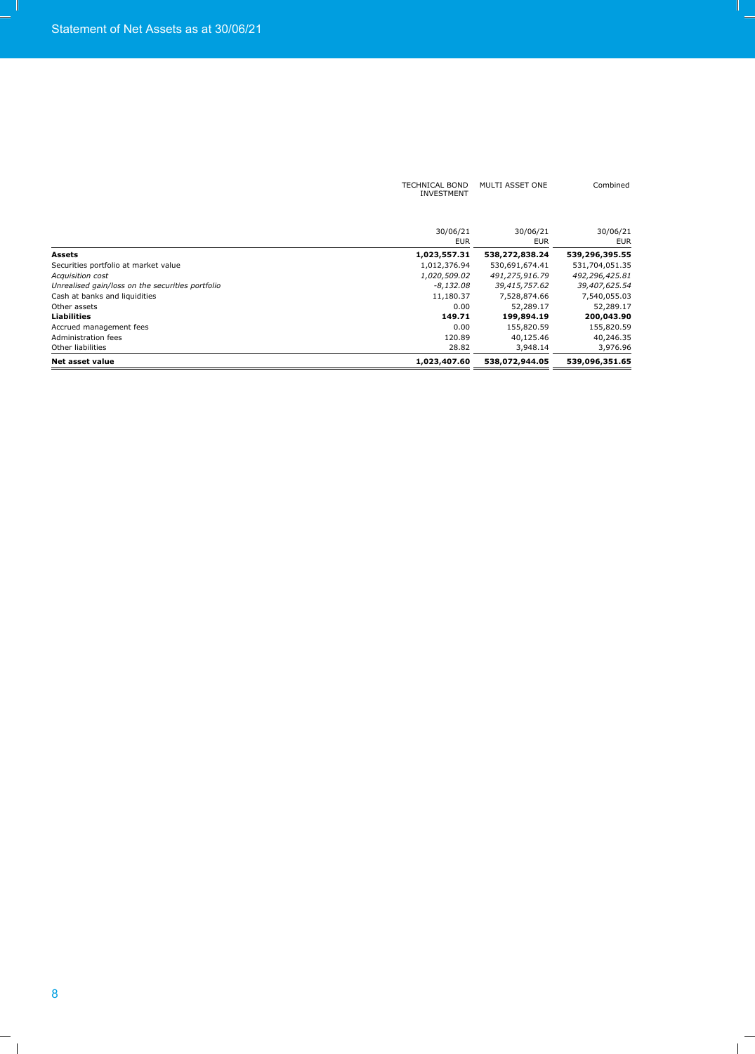# Statement of Net Assets as at 30/06/21

| | TECHNICAL BOND INVESTMENT | MULTI ASSET ONE | Combined |
|---|---|---|---|
| | 30/06/21 EUR | 30/06/21 EUR | 30/06/21 EUR |
| **Assets** | **1,023,557.31** | **538,272,838.24** | **539,296,395.55** |
| Securities portfolio at market value | 1,012,376.94 | 530,691,674.41 | 531,704,051.35 |
| *Acquisition cost* | *1,020,509.02* | *491,275,916.79* | *492,296,425.81* |
| *Unrealised gain/loss on the securities portfolio* | *-8,132.08* | *39,415,757.62* | *39,407,625.54* |
| Cash at banks and liquidities | 11,180.37 | 7,528,874.66 | 7,540,055.03 |
| Other assets | 0.00 | 52,289.17 | 52,289.17 |
| **Liabilities** | **149.71** | **199,894.19** | **200,043.90** |
| Accrued management fees | 0.00 | 155,820.59 | 155,820.59 |
| Administration fees | 120.89 | 40,125.46 | 40,246.35 |
| Other liabilities | 28.82 | 3,948.14 | 3,976.96 |
| **Net asset value** | **1,023,407.60** | **538,072,944.05** | **539,096,351.65** |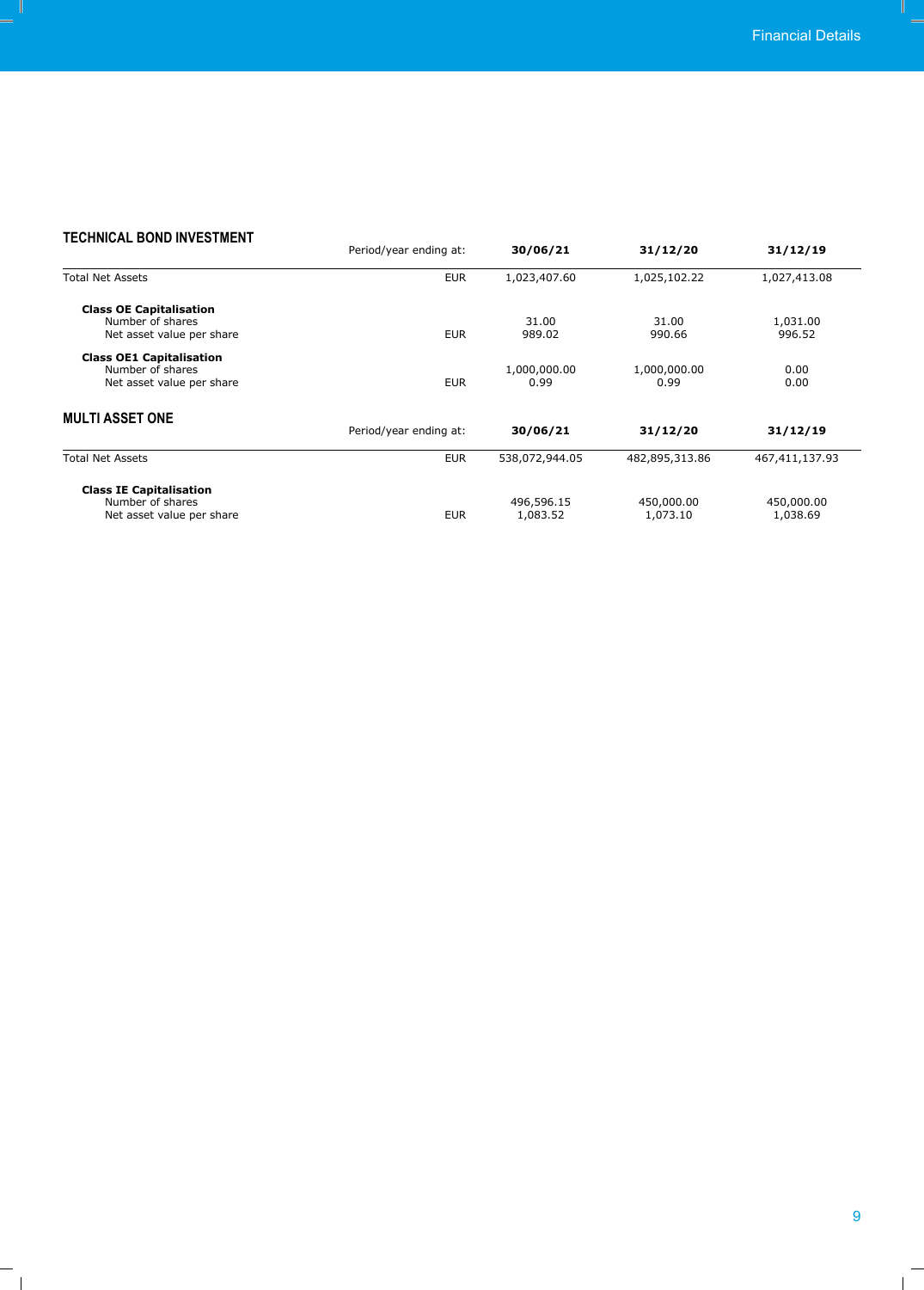## TECHNICAL BOND INVESTMENT

| | Period/year ending at: | 30/06/21 | 31/12/20 | 31/12/19 |
|---|---|---|---|---|
| Total Net Assets | EUR | 1,023,407.60 | 1,025,102.22 | 1,027,413.08 |
| **Class OE Capitalisation** | | | | |
| Number of shares | | 31.00 | 31.00 | 1,031.00 |
| Net asset value per share | EUR | 989.02 | 990.66 | 996.52 |
| **Class OE1 Capitalisation** | | | | |
| Number of shares | | 1,000,000.00 | 1,000,000.00 | 0.00 |
| Net asset value per share | EUR | 0.99 | 0.99 | 0.00 |

## MULTI ASSET ONE

| | Period/year ending at: | 30/06/21 | 31/12/20 | 31/12/19 |
|---|---|---|---|---|
| Total Net Assets | EUR | 538,072,944.05 | 482,895,313.86 | 467,411,137.93 |
| **Class IE Capitalisation** | | | | |
| Number of shares | | 496,596.15 | 450,000.00 | 450,000.00 |
| Net asset value per share | EUR | 1,083.52 | 1,073.10 | 1,038.69 |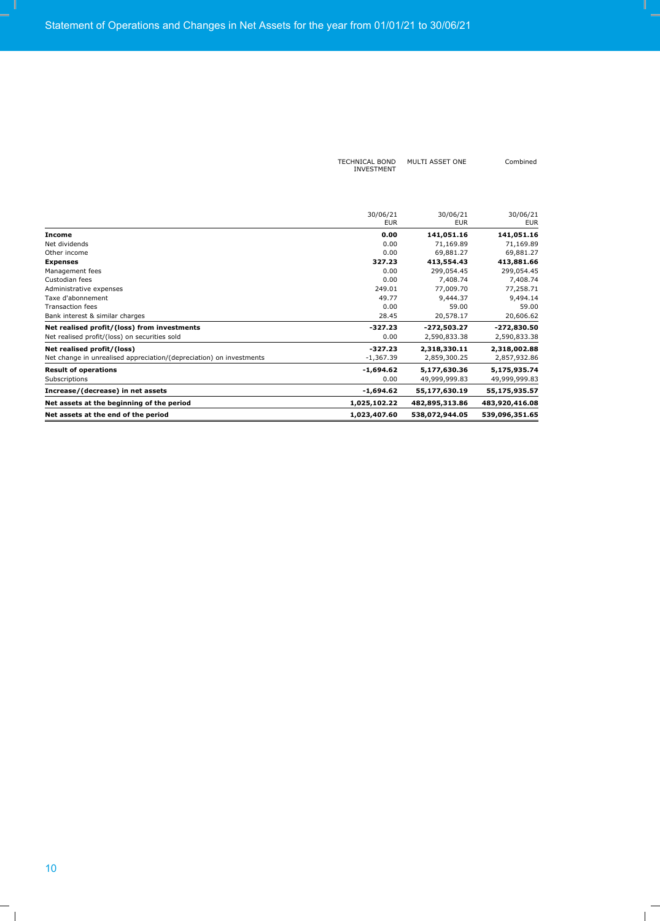# Statement of Operations and Changes in Net Assets for the year from 01/01/21 to 30/06/21

| | TECHNICAL BOND INVESTMENT | MULTI ASSET ONE | Combined |
|---|---|---|---|
| | 30/06/21 EUR | 30/06/21 EUR | 30/06/21 EUR |
| **Income** | **0.00** | **141,051.16** | **141,051.16** |
| Net dividends | 0.00 | 71,169.89 | 71,169.89 |
| Other income | 0.00 | 69,881.27 | 69,881.27 |
| **Expenses** | **327.23** | **413,554.43** | **413,881.66** |
| Management fees | 0.00 | 299,054.45 | 299,054.45 |
| Custodian fees | 0.00 | 7,408.74 | 7,408.74 |
| Administrative expenses | 249.01 | 77,009.70 | 77,258.71 |
| Taxe d'abonnement | 49.77 | 9,444.37 | 9,494.14 |
| Transaction fees | 0.00 | 59.00 | 59.00 |
| Bank interest & similar charges | 28.45 | 20,578.17 | 20,606.62 |
| **Net realised profit/(loss) from investments** | **-327.23** | **-272,503.27** | **-272,830.50** |
| Net realised profit/(loss) on securities sold | 0.00 | 2,590,833.38 | 2,590,833.38 |
| **Net realised profit/(loss)** | **-327.23** | **2,318,330.11** | **2,318,002.88** |
| Net change in unrealised appreciation/(depreciation) on investments | -1,367.39 | 2,859,300.25 | 2,857,932.86 |
| **Result of operations** | **-1,694.62** | **5,177,630.36** | **5,175,935.74** |
| Subscriptions | 0.00 | 49,999,999.83 | 49,999,999.83 |
| **Increase/(decrease) in net assets** | **-1,694.62** | **55,177,630.19** | **55,175,935.57** |
| **Net assets at the beginning of the period** | **1,025,102.22** | **482,895,313.86** | **483,920,416.08** |
| **Net assets at the end of the period** | **1,023,407.60** | **538,072,944.05** | **539,096,351.65** |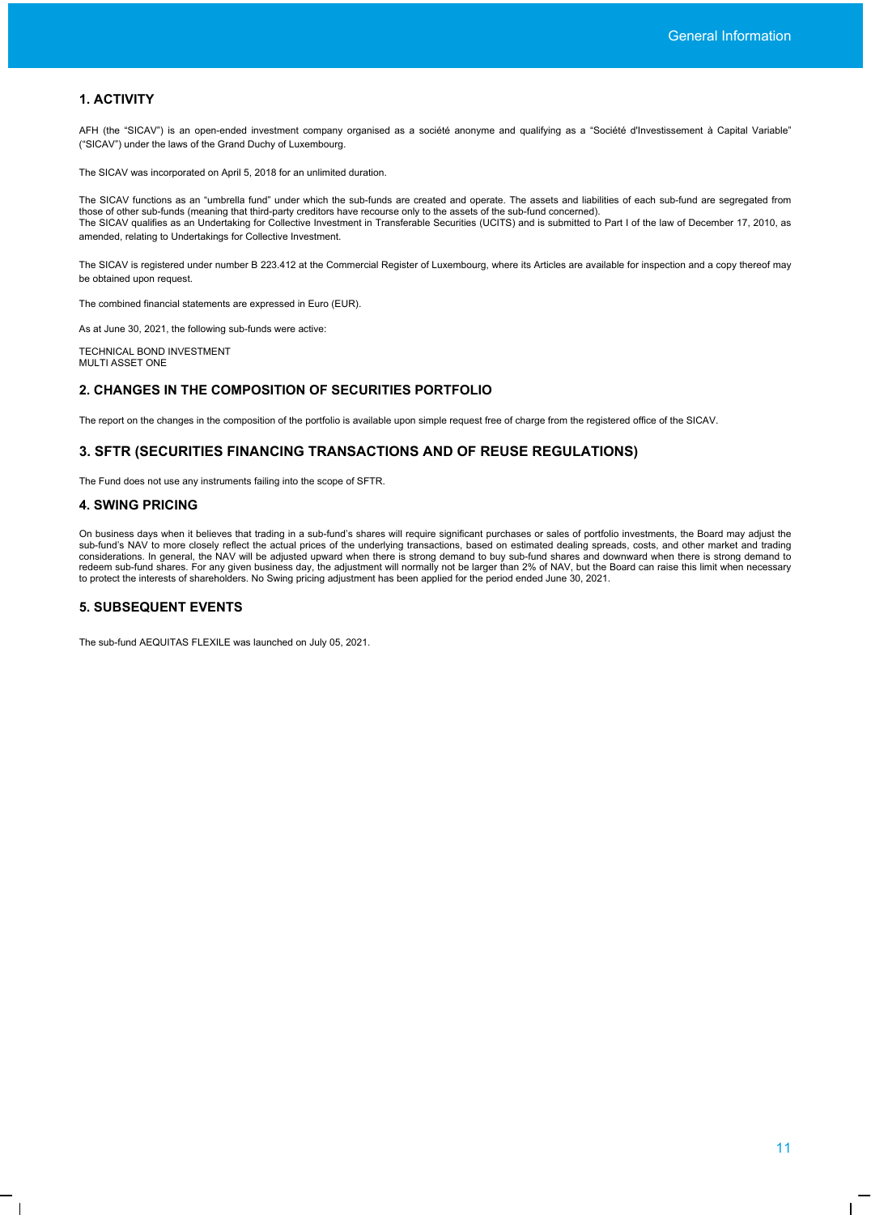## 1. ACTIVITY

AFH (the "SICAV") is an open-ended investment company organised as a société anonyme and qualifying as a "Société d'Investissement à Capital Variable" ("SICAV") under the laws of the Grand Duchy of Luxembourg.

The SICAV was incorporated on April 5, 2018 for an unlimited duration.

The SICAV functions as an "umbrella fund" under which the sub-funds are created and operate. The assets and liabilities of each sub-fund are segregated from those of other sub-funds (meaning that third-party creditors have recourse only to the assets of the sub-fund concerned).
The SICAV qualifies as an Undertaking for Collective Investment in Transferable Securities (UCITS) and is submitted to Part I of the law of December 17, 2010, as amended, relating to Undertakings for Collective Investment.

The SICAV is registered under number B 223.412 at the Commercial Register of Luxembourg, where its Articles are available for inspection and a copy thereof may be obtained upon request.

The combined financial statements are expressed in Euro (EUR).

As at June 30, 2021, the following sub-funds were active:

TECHNICAL BOND INVESTMENT
MULTI ASSET ONE

## 2. CHANGES IN THE COMPOSITION OF SECURITIES PORTFOLIO

The report on the changes in the composition of the portfolio is available upon simple request free of charge from the registered office of the SICAV.

## 3. SFTR (SECURITIES FINANCING TRANSACTIONS AND OF REUSE REGULATIONS)

The Fund does not use any instruments failing into the scope of SFTR.

## 4. SWING PRICING

On business days when it believes that trading in a sub-fund's shares will require significant purchases or sales of portfolio investments, the Board may adjust the sub-fund's NAV to more closely reflect the actual prices of the underlying transactions, based on estimated dealing spreads, costs, and other market and trading considerations. In general, the NAV will be adjusted upward when there is strong demand to buy sub-fund shares and downward when there is strong demand to redeem sub-fund shares. For any given business day, the adjustment will normally not be larger than 2% of NAV, but the Board can raise this limit when necessary to protect the interests of shareholders. No Swing pricing adjustment has been applied for the period ended June 30, 2021.

## 5. SUBSEQUENT EVENTS

The sub-fund AEQUITAS FLEXILE was launched on July 05, 2021.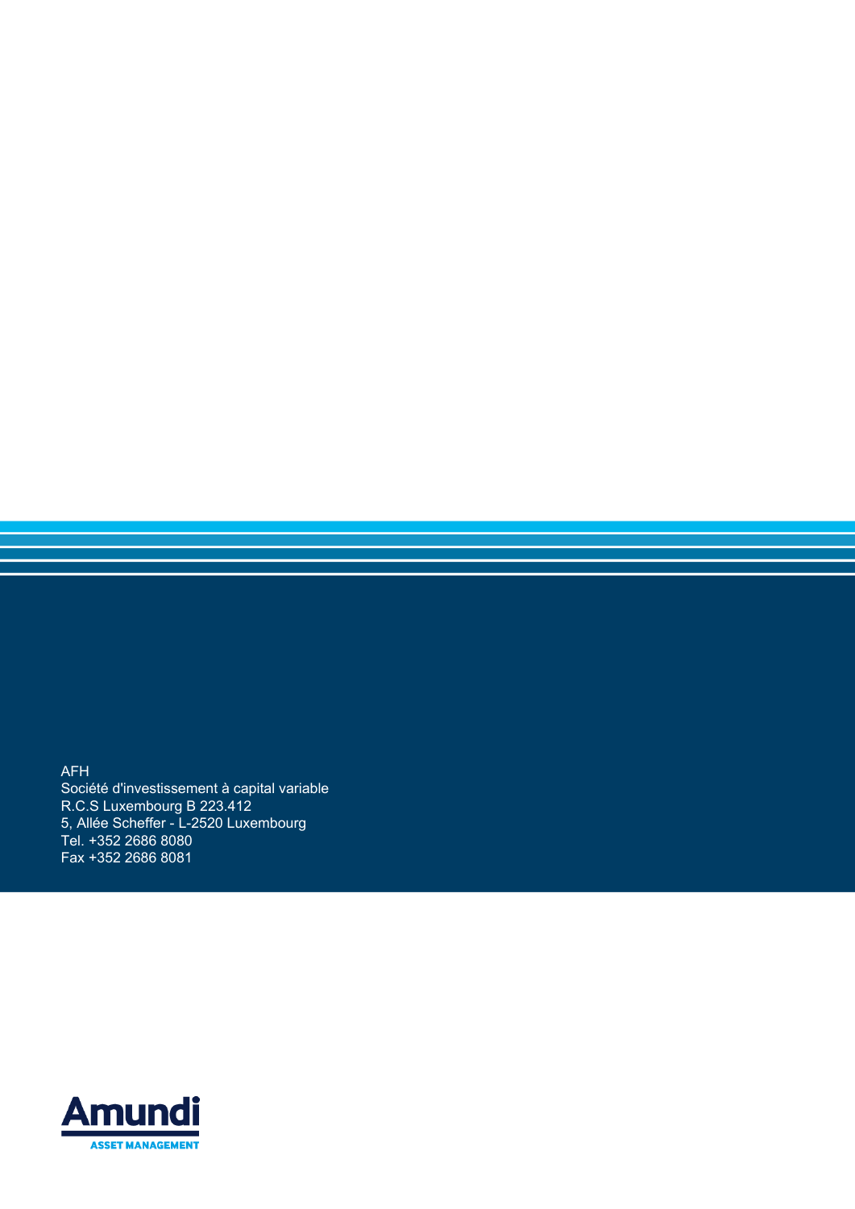AFH
Société d'investissement à capital variable
R.C.S Luxembourg B 223.412
5, Allée Scheffer - L-2520 Luxembourg
Tel. +352 2686 8080
Fax +352 2686 8081

Amundi
ASSET MANAGEMENT